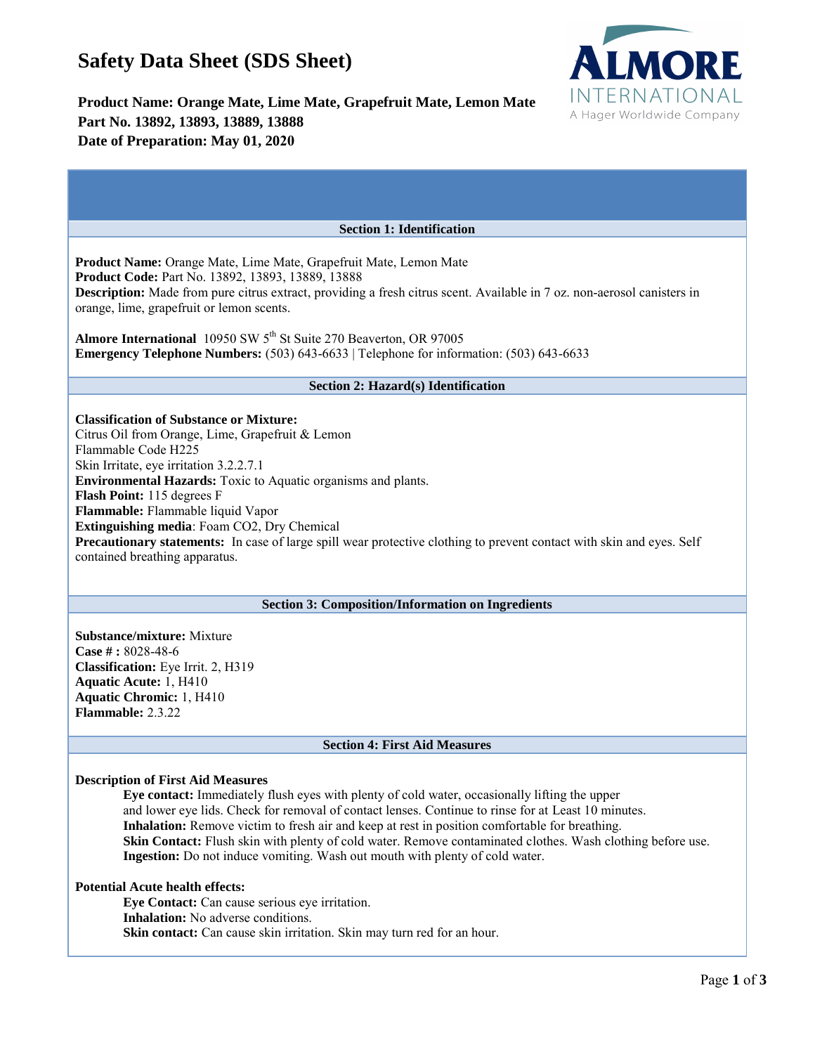# Safety Data Sheet (SDS Sheet)

**Product Name: Orange Mate, Lime Mate, Grapefruit Mate, Lemon Mate**
**Part No. 13892, 13893, 13889, 13888**
**Date of Preparation: May 01, 2020**

## Section 1: Identification

**Product Name:** Orange Mate, Lime Mate, Grapefruit Mate, Lemon Mate
**Product Code:** Part No. 13892, 13893, 13889, 13888
**Description:** Made from pure citrus extract, providing a fresh citrus scent. Available in 7 oz. non-aerosol canisters in orange, lime, grapefruit or lemon scents.

**Almore International** 10950 SW 5th St Suite 270 Beaverton, OR 97005
**Emergency Telephone Numbers:** (503) 643-6633 | Telephone for information: (503) 643-6633

## Section 2: Hazard(s) Identification

**Classification of Substance or Mixture:**
Citrus Oil from Orange, Lime, Grapefruit & Lemon
Flammable Code H225
Skin Irritate, eye irritation 3.2.2.7.1
**Environmental Hazards:** Toxic to Aquatic organisms and plants.
**Flash Point:** 115 degrees F
**Flammable:** Flammable liquid Vapor
**Extinguishing media**: Foam CO2, Dry Chemical
**Precautionary statements:** In case of large spill wear protective clothing to prevent contact with skin and eyes. Self contained breathing apparatus.

## Section 3: Composition/Information on Ingredients

**Substance/mixture:** Mixture
**Case # :** 8028-48-6
**Classification:** Eye Irrit. 2, H319
**Aquatic Acute:** 1, H410
**Aquatic Chromic:** 1, H410
**Flammable:** 2.3.22

## Section 4: First Aid Measures

**Description of First Aid Measures**

- **Eye contact:** Immediately flush eyes with plenty of cold water, occasionally lifting the upper and lower eye lids. Check for removal of contact lenses. Continue to rinse for at Least 10 minutes.
- **Inhalation:** Remove victim to fresh air and keep at rest in position comfortable for breathing.
- **Skin Contact:** Flush skin with plenty of cold water. Remove contaminated clothes. Wash clothing before use.
- **Ingestion:** Do not induce vomiting. Wash out mouth with plenty of cold water.

**Potential Acute health effects:**

- **Eye Contact:** Can cause serious eye irritation.
- **Inhalation:** No adverse conditions.
- **Skin contact:** Can cause skin irritation. Skin may turn red for an hour.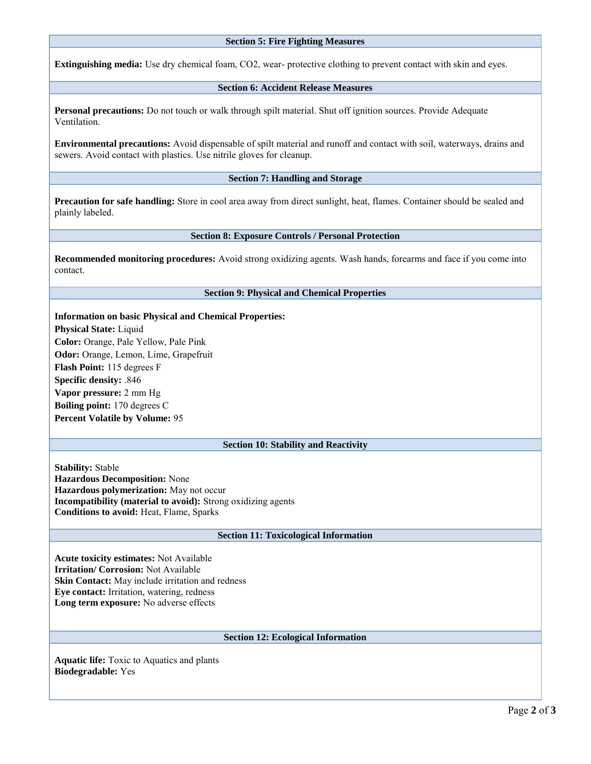## Section 5: Fire Fighting Measures

**Extinguishing media:** Use dry chemical foam, $CO_2$, wear- protective clothing to prevent contact with skin and eyes.

## Section 6: Accident Release Measures

**Personal precautions:** Do not touch or walk through spilt material. Shut off ignition sources. Provide Adequate Ventilation.

**Environmental precautions:** Avoid dispensable of spilt material and runoff and contact with soil, waterways, drains and sewers. Avoid contact with plastics. Use nitrile gloves for cleanup.

## Section 7: Handling and Storage

**Precaution for safe handling:** Store in cool area away from direct sunlight, heat, flames. Container should be sealed and plainly labeled.

## Section 8: Exposure Controls / Personal Protection

**Recommended monitoring procedures:** Avoid strong oxidizing agents. Wash hands, forearms and face if you come into contact.

## Section 9: Physical and Chemical Properties

**Information on basic Physical and Chemical Properties:**
**Physical State:** Liquid
**Color:** Orange, Pale Yellow, Pale Pink
**Odor:** Orange, Lemon, Lime, Grapefruit
**Flash Point:** 115 degrees F
**Specific density:** .846
**Vapor pressure:** 2 mm Hg
**Boiling point:** 170 degrees C
**Percent Volatile by Volume:** 95

## Section 10: Stability and Reactivity

**Stability:** Stable
**Hazardous Decomposition:** None
**Hazardous polymerization:** May not occur
**Incompatibility (material to avoid):** Strong oxidizing agents
**Conditions to avoid:** Heat, Flame, Sparks

## Section 11: Toxicological Information

**Acute toxicity estimates:** Not Available
**Irritation/ Corrosion:** Not Available
**Skin Contact:** May include irritation and redness
**Eye contact:** Irritation, watering, redness
**Long term exposure:** No adverse effects

## Section 12: Ecological Information

**Aquatic life:** Toxic to Aquatics and plants
**Biodegradable:** Yes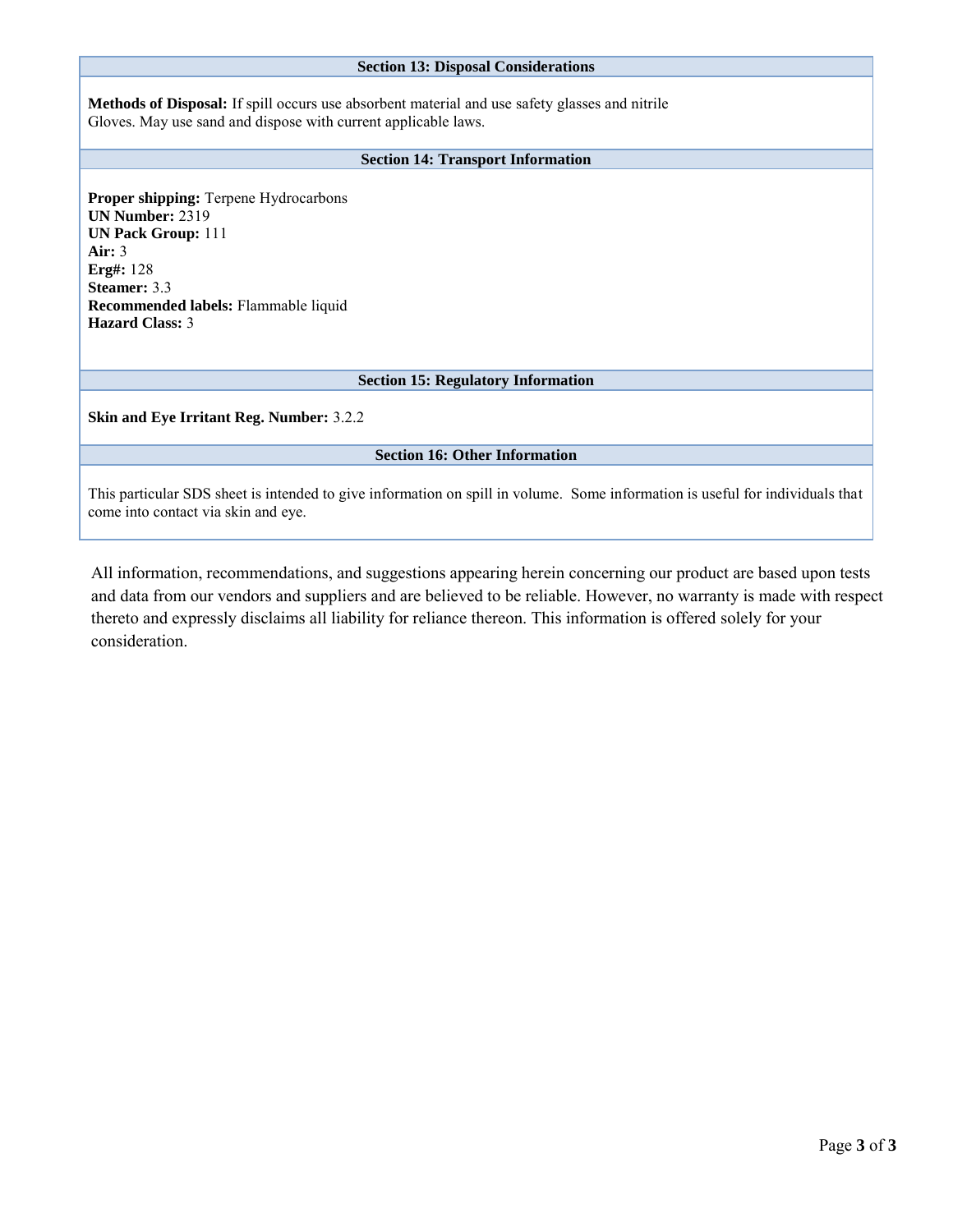## Section 13: Disposal Considerations

**Methods of Disposal:** If spill occurs use absorbent material and use safety glasses and nitrile Gloves. May use sand and dispose with current applicable laws.

## Section 14: Transport Information

**Proper shipping:** Terpene Hydrocarbons
**UN Number:** 2319
**UN Pack Group:** 111
**Air:** 3
**Erg#:** 128
**Steamer:** 3.3
**Recommended labels:** Flammable liquid
**Hazard Class:** 3

## Section 15: Regulatory Information

**Skin and Eye Irritant Reg. Number:** 3.2.2

## Section 16: Other Information

This particular SDS sheet is intended to give information on spill in volume. Some information is useful for individuals that come into contact via skin and eye.

All information, recommendations, and suggestions appearing herein concerning our product are based upon tests and data from our vendors and suppliers and are believed to be reliable. However, no warranty is made with respect thereto and expressly disclaims all liability for reliance thereon. This information is offered solely for your consideration.